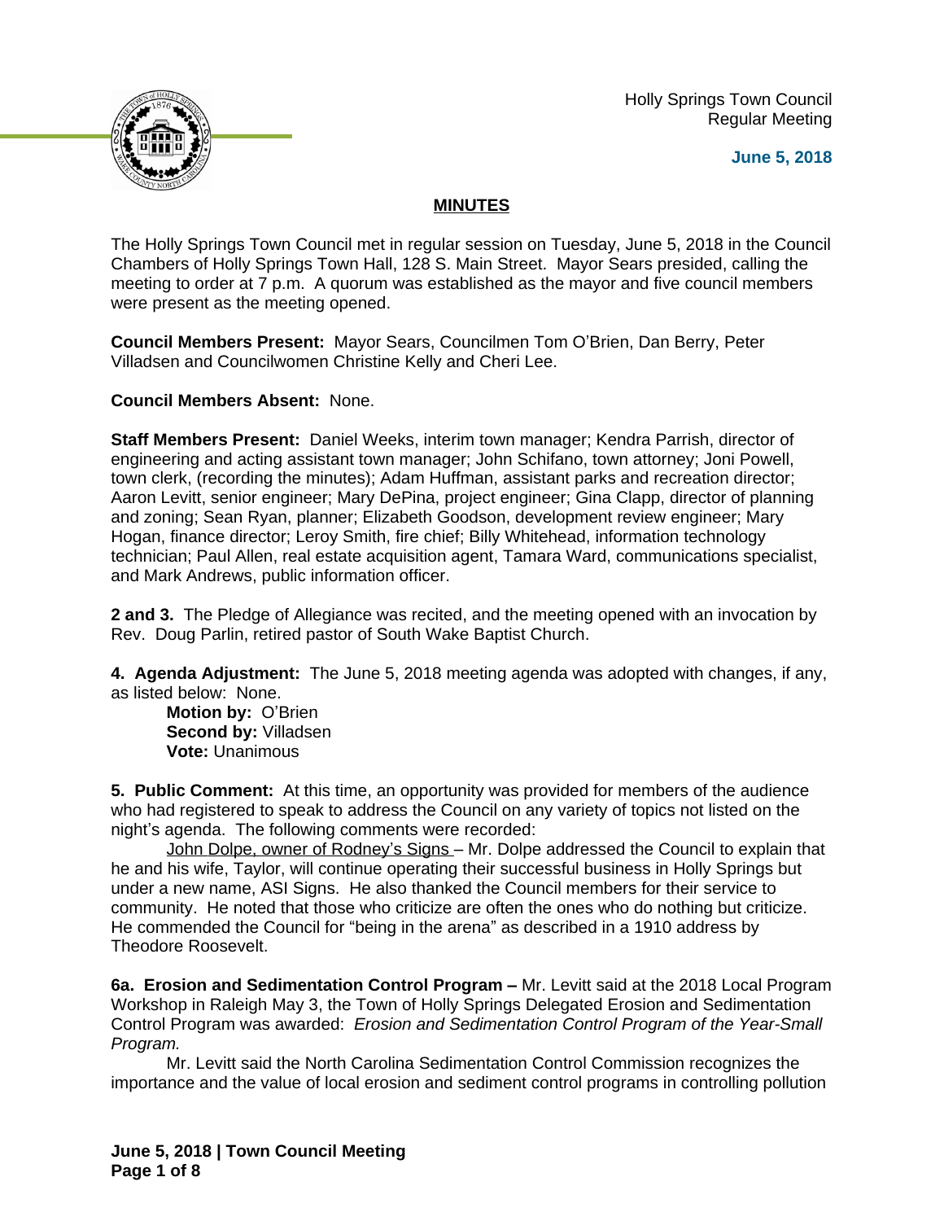Holly Springs Town Council
Regular Meeting

**June 5, 2018**

## MINUTES

The Holly Springs Town Council met in regular session on Tuesday, June 5, 2018 in the Council Chambers of Holly Springs Town Hall, 128 S. Main Street. Mayor Sears presided, calling the meeting to order at 7 p.m. A quorum was established as the mayor and five council members were present as the meeting opened.

**Council Members Present:** Mayor Sears, Councilmen Tom O'Brien, Dan Berry, Peter Villadsen and Councilwomen Christine Kelly and Cheri Lee.

**Council Members Absent:** None.

**Staff Members Present:** Daniel Weeks, interim town manager; Kendra Parrish, director of engineering and acting assistant town manager; John Schifano, town attorney; Joni Powell, town clerk, (recording the minutes); Adam Huffman, assistant parks and recreation director; Aaron Levitt, senior engineer; Mary DePina, project engineer; Gina Clapp, director of planning and zoning; Sean Ryan, planner; Elizabeth Goodson, development review engineer; Mary Hogan, finance director; Leroy Smith, fire chief; Billy Whitehead, information technology technician; Paul Allen, real estate acquisition agent, Tamara Ward, communications specialist, and Mark Andrews, public information officer.

**2 and 3.** The Pledge of Allegiance was recited, and the meeting opened with an invocation by Rev. Doug Parlin, retired pastor of South Wake Baptist Church.

**4. Agenda Adjustment:** The June 5, 2018 meeting agenda was adopted with changes, if any, as listed below: None.

**Motion by:** O'Brien
**Second by:** Villadsen
**Vote:** Unanimous

**5. Public Comment:** At this time, an opportunity was provided for members of the audience who had registered to speak to address the Council on any variety of topics not listed on the night's agenda. The following comments were recorded:

John Dolpe, owner of Rodney's Signs – Mr. Dolpe addressed the Council to explain that he and his wife, Taylor, will continue operating their successful business in Holly Springs but under a new name, ASI Signs. He also thanked the Council members for their service to community. He noted that those who criticize are often the ones who do nothing but criticize. He commended the Council for "being in the arena" as described in a 1910 address by Theodore Roosevelt.

**6a. Erosion and Sedimentation Control Program –** Mr. Levitt said at the 2018 Local Program Workshop in Raleigh May 3, the Town of Holly Springs Delegated Erosion and Sedimentation Control Program was awarded: *Erosion and Sedimentation Control Program of the Year-Small Program.*

Mr. Levitt said the North Carolina Sedimentation Control Commission recognizes the importance and the value of local erosion and sediment control programs in controlling pollution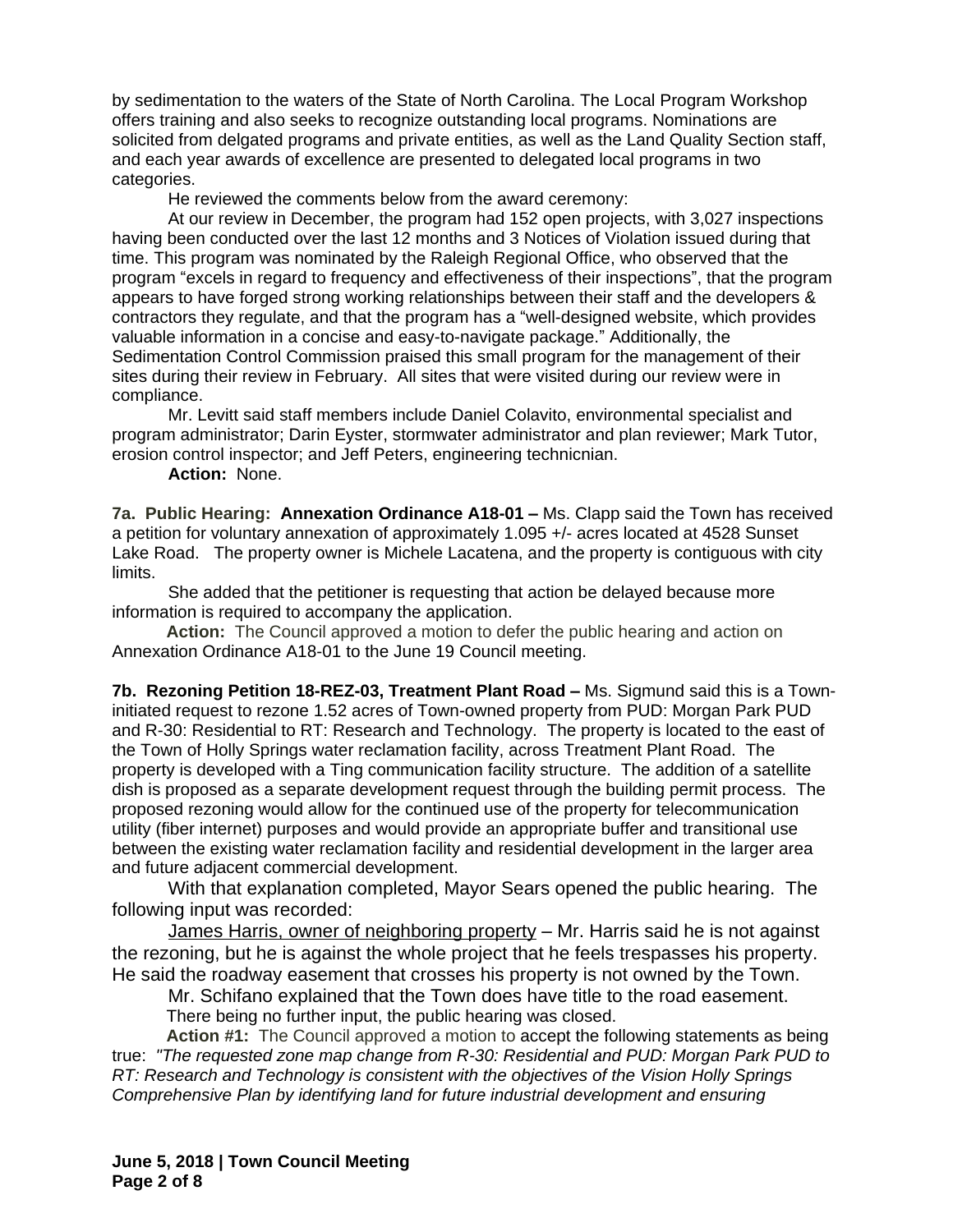by sedimentation to the waters of the State of North Carolina. The Local Program Workshop offers training and also seeks to recognize outstanding local programs. Nominations are solicited from delgated programs and private entities, as well as the Land Quality Section staff, and each year awards of excellence are presented to delegated local programs in two categories.

He reviewed the comments below from the award ceremony:

At our review in December, the program had 152 open projects, with 3,027 inspections having been conducted over the last 12 months and 3 Notices of Violation issued during that time. This program was nominated by the Raleigh Regional Office, who observed that the program "excels in regard to frequency and effectiveness of their inspections", that the program appears to have forged strong working relationships between their staff and the developers & contractors they regulate, and that the program has a "well-designed website, which provides valuable information in a concise and easy-to-navigate package." Additionally, the Sedimentation Control Commission praised this small program for the management of their sites during their review in February. All sites that were visited during our review were in compliance.

Mr. Levitt said staff members include Daniel Colavito, environmental specialist and program administrator; Darin Eyster, stormwater administrator and plan reviewer; Mark Tutor, erosion control inspector; and Jeff Peters, engineering technicnian.

**Action:** None.

**7a. Public Hearing: Annexation Ordinance A18-01 –** Ms. Clapp said the Town has received a petition for voluntary annexation of approximately 1.095 +/- acres located at 4528 Sunset Lake Road. The property owner is Michele Lacatena, and the property is contiguous with city limits.

She added that the petitioner is requesting that action be delayed because more information is required to accompany the application.

**Action:** The Council approved a motion to defer the public hearing and action on Annexation Ordinance A18-01 to the June 19 Council meeting.

**7b. Rezoning Petition 18-REZ-03, Treatment Plant Road –** Ms. Sigmund said this is a Town-initiated request to rezone 1.52 acres of Town-owned property from PUD: Morgan Park PUD and R-30: Residential to RT: Research and Technology. The property is located to the east of the Town of Holly Springs water reclamation facility, across Treatment Plant Road. The property is developed with a Ting communication facility structure. The addition of a satellite dish is proposed as a separate development request through the building permit process. The proposed rezoning would allow for the continued use of the property for telecommunication utility (fiber internet) purposes and would provide an appropriate buffer and transitional use between the existing water reclamation facility and residential development in the larger area and future adjacent commercial development.

With that explanation completed, Mayor Sears opened the public hearing. The following input was recorded:

James Harris, owner of neighboring property – Mr. Harris said he is not against the rezoning, but he is against the whole project that he feels trespasses his property. He said the roadway easement that crosses his property is not owned by the Town.

Mr. Schifano explained that the Town does have title to the road easement.

There being no further input, the public hearing was closed.

**Action #1:** The Council approved a motion to accept the following statements as being true: *"The requested zone map change from R-30: Residential and PUD: Morgan Park PUD to RT: Research and Technology is consistent with the objectives of the Vision Holly Springs Comprehensive Plan by identifying land for future industrial development and ensuring*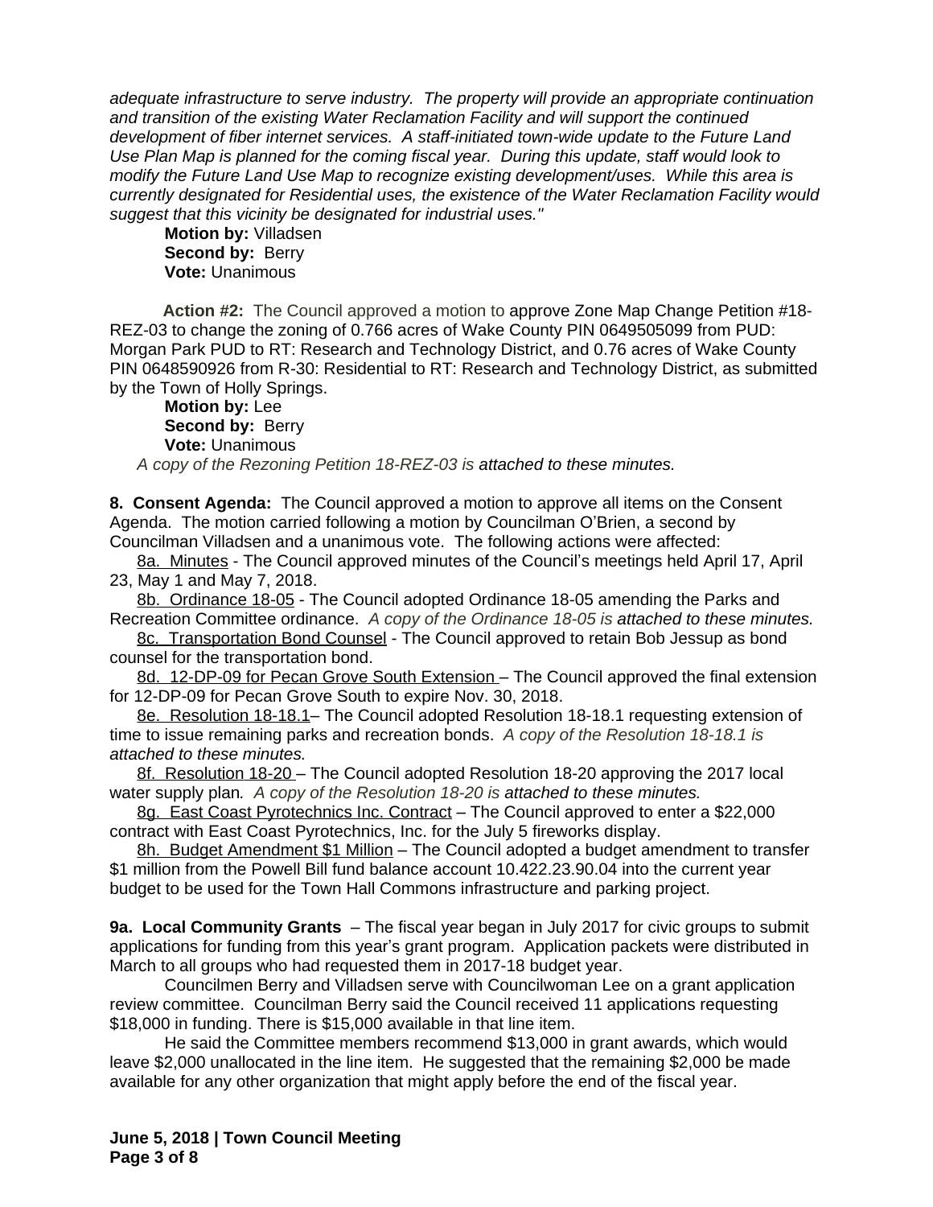*adequate infrastructure to serve industry. The property will provide an appropriate continuation and transition of the existing Water Reclamation Facility and will support the continued development of fiber internet services. A staff-initiated town-wide update to the Future Land Use Plan Map is planned for the coming fiscal year. During this update, staff would look to modify the Future Land Use Map to recognize existing development/uses. While this area is currently designated for Residential uses, the existence of the Water Reclamation Facility would suggest that this vicinity be designated for industrial uses."*

**Motion by:** Villadsen
**Second by:** Berry
**Vote:** Unanimous

**Action #2:** The Council approved a motion to approve Zone Map Change Petition #18-REZ-03 to change the zoning of 0.766 acres of Wake County PIN 0649505099 from PUD: Morgan Park PUD to RT: Research and Technology District, and 0.76 acres of Wake County PIN 0648590926 from R-30: Residential to RT: Research and Technology District, as submitted by the Town of Holly Springs.

**Motion by:** Lee
**Second by:** Berry
**Vote:** Unanimous

*A copy of the Rezoning Petition 18-REZ-03 is attached to these minutes.*

**8. Consent Agenda:** The Council approved a motion to approve all items on the Consent Agenda. The motion carried following a motion by Councilman O'Brien, a second by Councilman Villadsen and a unanimous vote. The following actions were affected:

8a. Minutes - The Council approved minutes of the Council's meetings held April 17, April 23, May 1 and May 7, 2018.

8b. Ordinance 18-05 - The Council adopted Ordinance 18-05 amending the Parks and Recreation Committee ordinance. *A copy of the Ordinance 18-05 is attached to these minutes.*

8c. Transportation Bond Counsel - The Council approved to retain Bob Jessup as bond counsel for the transportation bond.

8d. 12-DP-09 for Pecan Grove South Extension – The Council approved the final extension for 12-DP-09 for Pecan Grove South to expire Nov. 30, 2018.

8e. Resolution 18-18.1– The Council adopted Resolution 18-18.1 requesting extension of time to issue remaining parks and recreation bonds. *A copy of the Resolution 18-18.1 is attached to these minutes.*

8f. Resolution 18-20 – The Council adopted Resolution 18-20 approving the 2017 local water supply plan. *A copy of the Resolution 18-20 is attached to these minutes.*

8g. East Coast Pyrotechnics Inc. Contract – The Council approved to enter a $22,000 contract with East Coast Pyrotechnics, Inc. for the July 5 fireworks display.

8h. Budget Amendment $1 Million – The Council adopted a budget amendment to transfer $1 million from the Powell Bill fund balance account 10.422.23.90.04 into the current year budget to be used for the Town Hall Commons infrastructure and parking project.

**9a. Local Community Grants** – The fiscal year began in July 2017 for civic groups to submit applications for funding from this year's grant program. Application packets were distributed in March to all groups who had requested them in 2017-18 budget year.

Councilmen Berry and Villadsen serve with Councilwoman Lee on a grant application review committee. Councilman Berry said the Council received 11 applications requesting $18,000 in funding. There is $15,000 available in that line item.

He said the Committee members recommend $13,000 in grant awards, which would leave $2,000 unallocated in the line item. He suggested that the remaining $2,000 be made available for any other organization that might apply before the end of the fiscal year.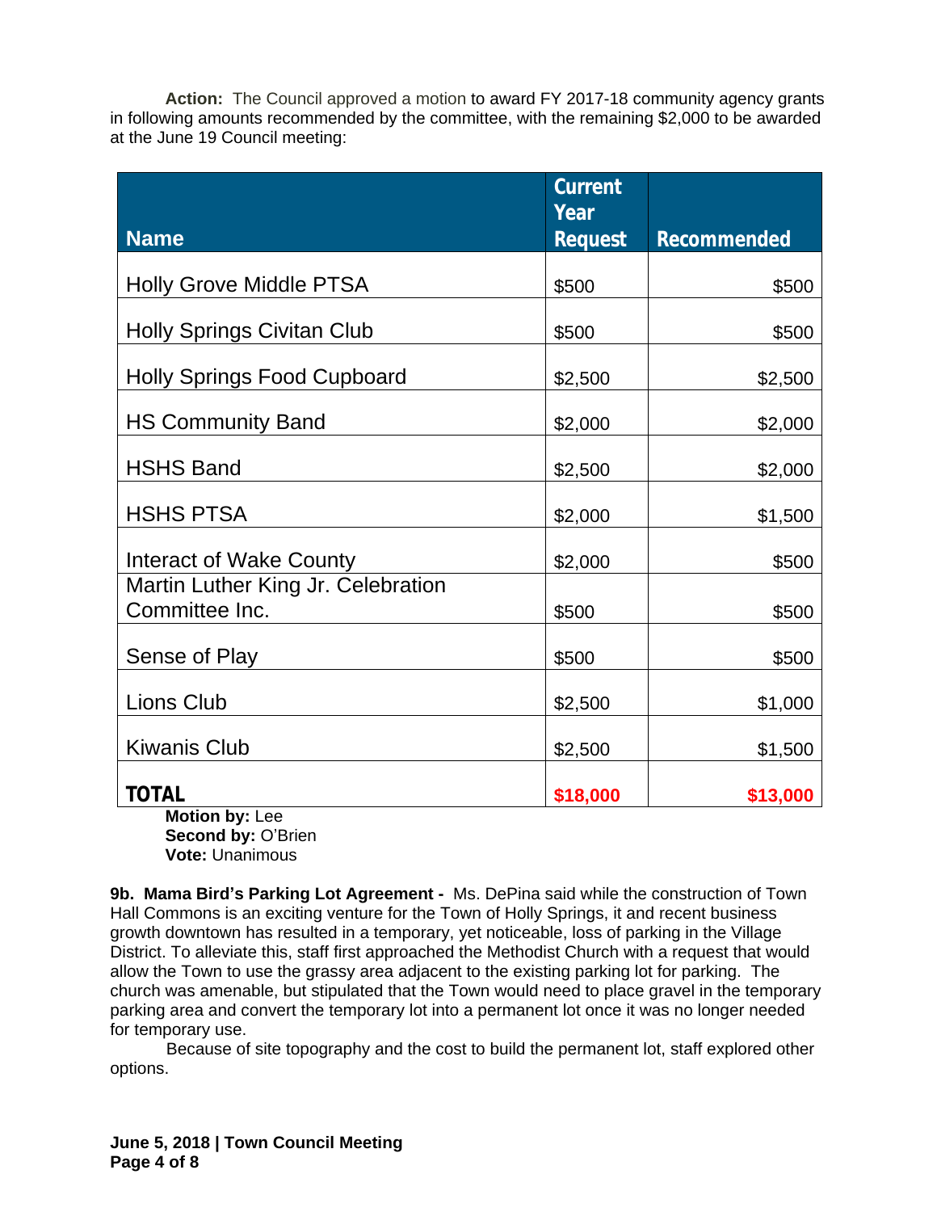**Action:** The Council approved a motion to award FY 2017-18 community agency grants in following amounts recommended by the committee, with the remaining $2,000 to be awarded at the June 19 Council meeting:

| Name | Current Year Request | Recommended |
|---|---|---|
| Holly Grove Middle PTSA | $500 | $500 |
| Holly Springs Civitan Club | $500 | $500 |
| Holly Springs Food Cupboard | $2,500 | $2,500 |
| HS Community Band | $2,000 | $2,000 |
| HSHS Band | $2,500 | $2,000 |
| HSHS PTSA | $2,000 | $1,500 |
| Interact of Wake County | $2,000 | $500 |
| Martin Luther King Jr. Celebration Committee Inc. | $500 | $500 |
| Sense of Play | $500 | $500 |
| Lions Club | $2,500 | $1,000 |
| Kiwanis Club | $2,500 | $1,500 |
| **TOTAL** | **$18,000** | **$13,000** |

**Motion by:** Lee
**Second by:** O'Brien
**Vote:** Unanimous

**9b. Mama Bird's Parking Lot Agreement -** Ms. DePina said while the construction of Town Hall Commons is an exciting venture for the Town of Holly Springs, it and recent business growth downtown has resulted in a temporary, yet noticeable, loss of parking in the Village District. To alleviate this, staff first approached the Methodist Church with a request that would allow the Town to use the grassy area adjacent to the existing parking lot for parking. The church was amenable, but stipulated that the Town would need to place gravel in the temporary parking area and convert the temporary lot into a permanent lot once it was no longer needed for temporary use.

Because of site topography and the cost to build the permanent lot, staff explored other options.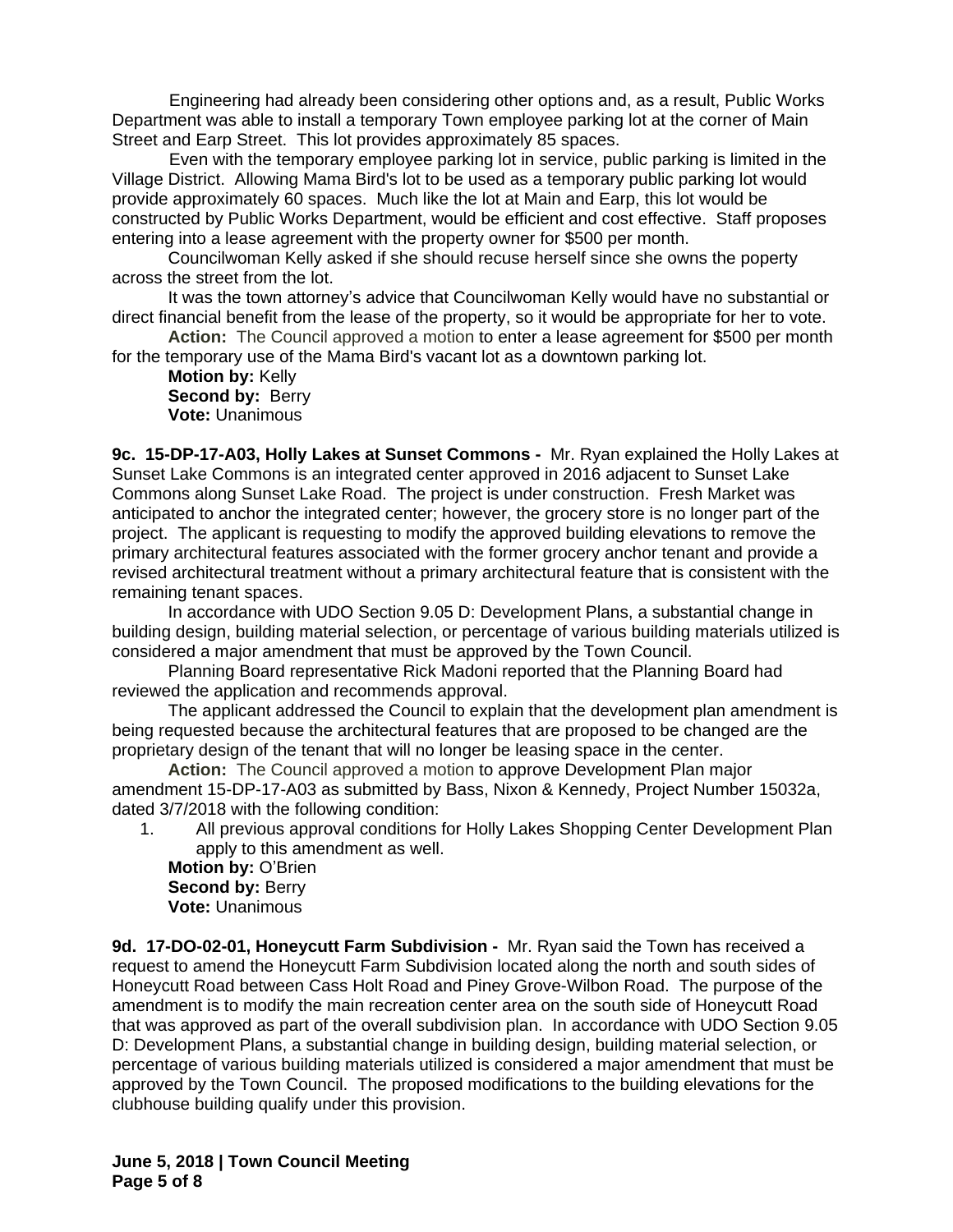Engineering had already been considering other options and, as a result, Public Works Department was able to install a temporary Town employee parking lot at the corner of Main Street and Earp Street. This lot provides approximately 85 spaces.

Even with the temporary employee parking lot in service, public parking is limited in the Village District. Allowing Mama Bird's lot to be used as a temporary public parking lot would provide approximately 60 spaces. Much like the lot at Main and Earp, this lot would be constructed by Public Works Department, would be efficient and cost effective. Staff proposes entering into a lease agreement with the property owner for $500 per month.

Councilwoman Kelly asked if she should recuse herself since she owns the poperty across the street from the lot.

It was the town attorney's advice that Councilwoman Kelly would have no substantial or direct financial benefit from the lease of the property, so it would be appropriate for her to vote.

**Action:** The Council approved a motion to enter a lease agreement for $500 per month for the temporary use of the Mama Bird's vacant lot as a downtown parking lot.

**Motion by:** Kelly
**Second by:** Berry
**Vote:** Unanimous

**9c. 15-DP-17-A03, Holly Lakes at Sunset Commons -** Mr. Ryan explained the Holly Lakes at Sunset Lake Commons is an integrated center approved in 2016 adjacent to Sunset Lake Commons along Sunset Lake Road. The project is under construction. Fresh Market was anticipated to anchor the integrated center; however, the grocery store is no longer part of the project. The applicant is requesting to modify the approved building elevations to remove the primary architectural features associated with the former grocery anchor tenant and provide a revised architectural treatment without a primary architectural feature that is consistent with the remaining tenant spaces.

In accordance with UDO Section 9.05 D: Development Plans, a substantial change in building design, building material selection, or percentage of various building materials utilized is considered a major amendment that must be approved by the Town Council.

Planning Board representative Rick Madoni reported that the Planning Board had reviewed the application and recommends approval.

The applicant addressed the Council to explain that the development plan amendment is being requested because the architectural features that are proposed to be changed are the proprietary design of the tenant that will no longer be leasing space in the center.

**Action:** The Council approved a motion to approve Development Plan major amendment 15-DP-17-A03 as submitted by Bass, Nixon & Kennedy, Project Number 15032a, dated 3/7/2018 with the following condition:

1. All previous approval conditions for Holly Lakes Shopping Center Development Plan apply to this amendment as well.

**Motion by:** O'Brien
**Second by:** Berry
**Vote:** Unanimous

**9d. 17-DO-02-01, Honeycutt Farm Subdivision -** Mr. Ryan said the Town has received a request to amend the Honeycutt Farm Subdivision located along the north and south sides of Honeycutt Road between Cass Holt Road and Piney Grove-Wilbon Road. The purpose of the amendment is to modify the main recreation center area on the south side of Honeycutt Road that was approved as part of the overall subdivision plan. In accordance with UDO Section 9.05 D: Development Plans, a substantial change in building design, building material selection, or percentage of various building materials utilized is considered a major amendment that must be approved by the Town Council. The proposed modifications to the building elevations for the clubhouse building qualify under this provision.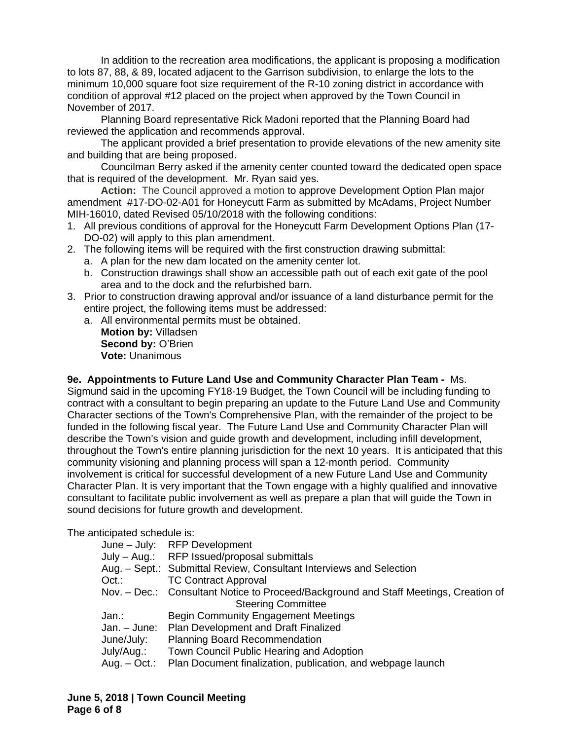In addition to the recreation area modifications, the applicant is proposing a modification to lots 87, 88, & 89, located adjacent to the Garrison subdivision, to enlarge the lots to the minimum 10,000 square foot size requirement of the R-10 zoning district in accordance with condition of approval #12 placed on the project when approved by the Town Council in November of 2017.

Planning Board representative Rick Madoni reported that the Planning Board had reviewed the application and recommends approval.

The applicant provided a brief presentation to provide elevations of the new amenity site and building that are being proposed.

Councilman Berry asked if the amenity center counted toward the dedicated open space that is required of the development. Mr. Ryan said yes.

**Action:** The Council approved a motion to approve Development Option Plan major amendment #17-DO-02-A01 for Honeycutt Farm as submitted by McAdams, Project Number MIH-16010, dated Revised 05/10/2018 with the following conditions:

1. All previous conditions of approval for the Honeycutt Farm Development Options Plan (17-DO-02) will apply to this plan amendment.
2. The following items will be required with the first construction drawing submittal:
   a. A plan for the new dam located on the amenity center lot.
   b. Construction drawings shall show an accessible path out of each exit gate of the pool area and to the dock and the refurbished barn.
3. Prior to construction drawing approval and/or issuance of a land disturbance permit for the entire project, the following items must be addressed:
   a. All environmental permits must be obtained.

   **Motion by:** Villadsen
   **Second by:** O'Brien
   **Vote:** Unanimous

**9e. Appointments to Future Land Use and Community Character Plan Team -** Ms. Sigmund said in the upcoming FY18-19 Budget, the Town Council will be including funding to contract with a consultant to begin preparing an update to the Future Land Use and Community Character sections of the Town's Comprehensive Plan, with the remainder of the project to be funded in the following fiscal year. The Future Land Use and Community Character Plan will describe the Town's vision and guide growth and development, including infill development, throughout the Town's entire planning jurisdiction for the next 10 years. It is anticipated that this community visioning and planning process will span a 12-month period. Community involvement is critical for successful development of a new Future Land Use and Community Character Plan. It is very important that the Town engage with a highly qualified and innovative consultant to facilitate public involvement as well as prepare a plan that will guide the Town in sound decisions for future growth and development.

The anticipated schedule is:

| | |
|---|---|
| June – July: | RFP Development |
| July – Aug.: | RFP Issued/proposal submittals |
| Aug. – Sept.: | Submittal Review, Consultant Interviews and Selection |
| Oct.: | TC Contract Approval |
| Nov. – Dec.: | Consultant Notice to Proceed/Background and Staff Meetings, Creation of Steering Committee |
| Jan.: | Begin Community Engagement Meetings |
| Jan. – June: | Plan Development and Draft Finalized |
| June/July: | Planning Board Recommendation |
| July/Aug.: | Town Council Public Hearing and Adoption |
| Aug. – Oct.: | Plan Document finalization, publication, and webpage launch |

**June 5, 2018 | Town Council Meeting**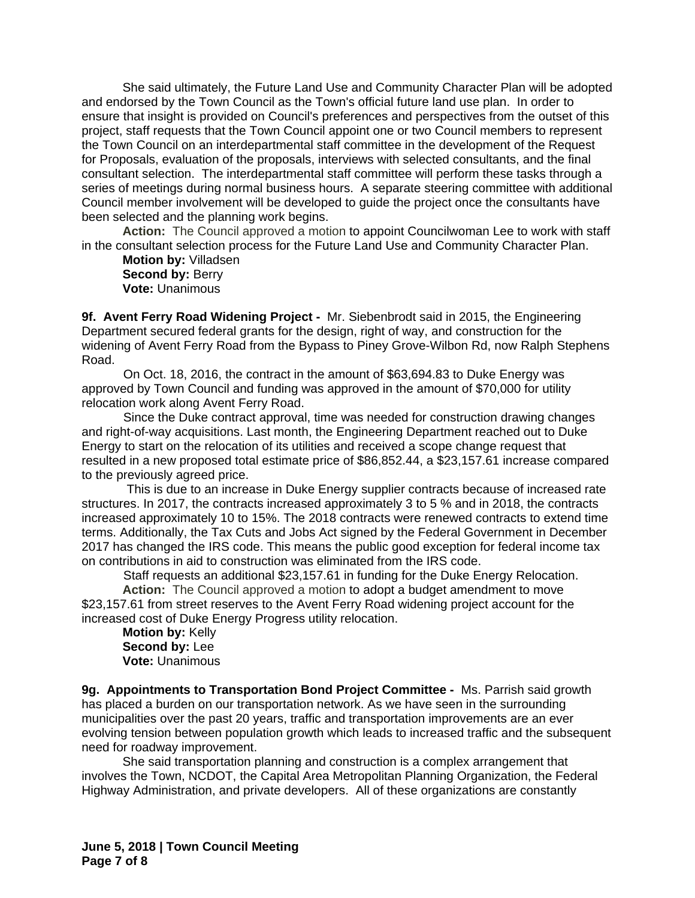She said ultimately, the Future Land Use and Community Character Plan will be adopted and endorsed by the Town Council as the Town's official future land use plan. In order to ensure that insight is provided on Council's preferences and perspectives from the outset of this project, staff requests that the Town Council appoint one or two Council members to represent the Town Council on an interdepartmental staff committee in the development of the Request for Proposals, evaluation of the proposals, interviews with selected consultants, and the final consultant selection. The interdepartmental staff committee will perform these tasks through a series of meetings during normal business hours. A separate steering committee with additional Council member involvement will be developed to guide the project once the consultants have been selected and the planning work begins.

**Action:** The Council approved a motion to appoint Councilwoman Lee to work with staff in the consultant selection process for the Future Land Use and Community Character Plan.

**Motion by:** Villadsen
**Second by:** Berry
**Vote:** Unanimous

**9f. Avent Ferry Road Widening Project -** Mr. Siebenbrodt said in 2015, the Engineering Department secured federal grants for the design, right of way, and construction for the widening of Avent Ferry Road from the Bypass to Piney Grove-Wilbon Rd, now Ralph Stephens Road.

On Oct. 18, 2016, the contract in the amount of $63,694.83 to Duke Energy was approved by Town Council and funding was approved in the amount of $70,000 for utility relocation work along Avent Ferry Road.

Since the Duke contract approval, time was needed for construction drawing changes and right-of-way acquisitions. Last month, the Engineering Department reached out to Duke Energy to start on the relocation of its utilities and received a scope change request that resulted in a new proposed total estimate price of $86,852.44, a $23,157.61 increase compared to the previously agreed price.

This is due to an increase in Duke Energy supplier contracts because of increased rate structures. In 2017, the contracts increased approximately 3 to 5 % and in 2018, the contracts increased approximately 10 to 15%. The 2018 contracts were renewed contracts to extend time terms. Additionally, the Tax Cuts and Jobs Act signed by the Federal Government in December 2017 has changed the IRS code. This means the public good exception for federal income tax on contributions in aid to construction was eliminated from the IRS code.

Staff requests an additional $23,157.61 in funding for the Duke Energy Relocation.

**Action:** The Council approved a motion to adopt a budget amendment to move $23,157.61 from street reserves to the Avent Ferry Road widening project account for the increased cost of Duke Energy Progress utility relocation.

**Motion by:** Kelly
**Second by:** Lee
**Vote:** Unanimous

**9g. Appointments to Transportation Bond Project Committee -** Ms. Parrish said growth has placed a burden on our transportation network. As we have seen in the surrounding municipalities over the past 20 years, traffic and transportation improvements are an ever evolving tension between population growth which leads to increased traffic and the subsequent need for roadway improvement.

She said transportation planning and construction is a complex arrangement that involves the Town, NCDOT, the Capital Area Metropolitan Planning Organization, the Federal Highway Administration, and private developers. All of these organizations are constantly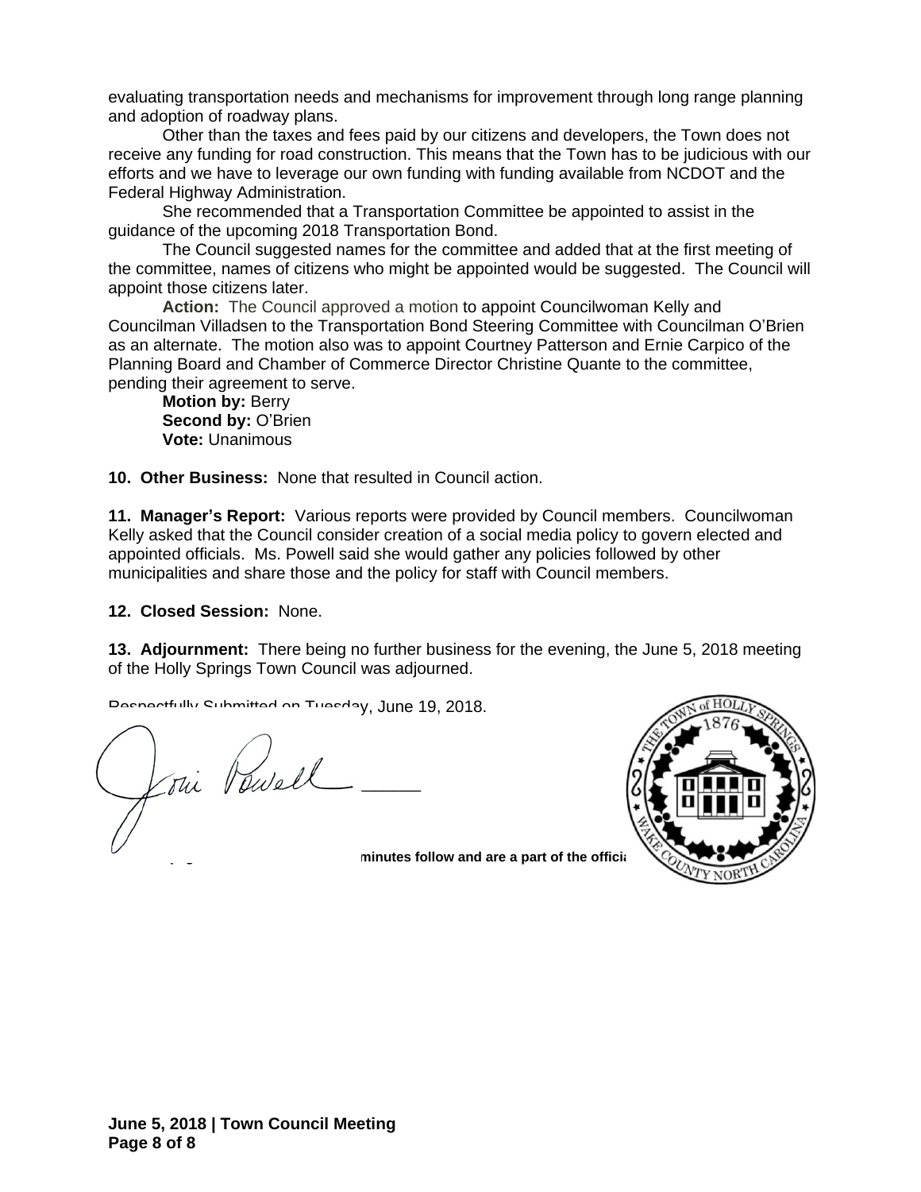evaluating transportation needs and mechanisms for improvement through long range planning and adoption of roadway plans.

Other than the taxes and fees paid by our citizens and developers, the Town does not receive any funding for road construction. This means that the Town has to be judicious with our efforts and we have to leverage our own funding with funding available from NCDOT and the Federal Highway Administration.

She recommended that a Transportation Committee be appointed to assist in the guidance of the upcoming 2018 Transportation Bond.

The Council suggested names for the committee and added that at the first meeting of the committee, names of citizens who might be appointed would be suggested. The Council will appoint those citizens later.

**Action:** The Council approved a motion to appoint Councilwoman Kelly and Councilman Villadsen to the Transportation Bond Steering Committee with Councilman O'Brien as an alternate. The motion also was to appoint Courtney Patterson and Ernie Carpico of the Planning Board and Chamber of Commerce Director Christine Quante to the committee, pending their agreement to serve.

**Motion by:** Berry
**Second by:** O'Brien
**Vote:** Unanimous

**10. Other Business:** None that resulted in Council action.

**11. Manager's Report:** Various reports were provided by Council members. Councilwoman Kelly asked that the Council consider creation of a social media policy to govern elected and appointed officials. Ms. Powell said she would gather any policies followed by other municipalities and share those and the policy for staff with Council members.

**12. Closed Session:** None.

**13. Adjournment:** There being no further business for the evening, the June 5, 2018 meeting of the Holly Springs Town Council was adjourned.

Respectfully Submitted on Tuesday, June 19, 2018.

Joni Powell _____

**minutes follow and are a part of the officia**